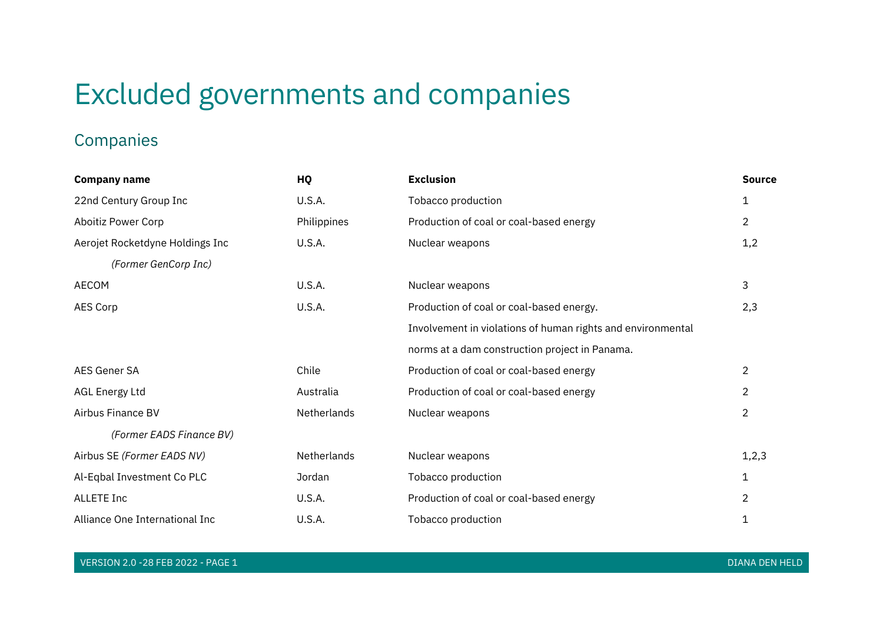# Excluded governments and companies

## Companies

| Company name | HQ | Exclusion | Source |
|---|---|---|---|
| 22nd Century Group Inc | U.S.A. | Tobacco production | 1 |
| Aboitiz Power Corp | Philippines | Production of coal or coal-based energy | 2 |
| Aerojet Rocketdyne Holdings Inc *(Former GenCorp Inc)* | U.S.A. | Nuclear weapons | 1,2 |
| AECOM | U.S.A. | Nuclear weapons | 3 |
| AES Corp | U.S.A. | Production of coal or coal-based energy. Involvement in violations of human rights and environmental norms at a dam construction project in Panama. | 2,3 |
| AES Gener SA | Chile | Production of coal or coal-based energy | 2 |
| AGL Energy Ltd | Australia | Production of coal or coal-based energy | 2 |
| Airbus Finance BV *(Former EADS Finance BV)* | Netherlands | Nuclear weapons | 2 |
| Airbus SE *(Former EADS NV)* | Netherlands | Nuclear weapons | 1,2,3 |
| Al-Eqbal Investment Co PLC | Jordan | Tobacco production | 1 |
| ALLETE Inc | U.S.A. | Production of coal or coal-based energy | 2 |
| Alliance One International Inc | U.S.A. | Tobacco production | 1 |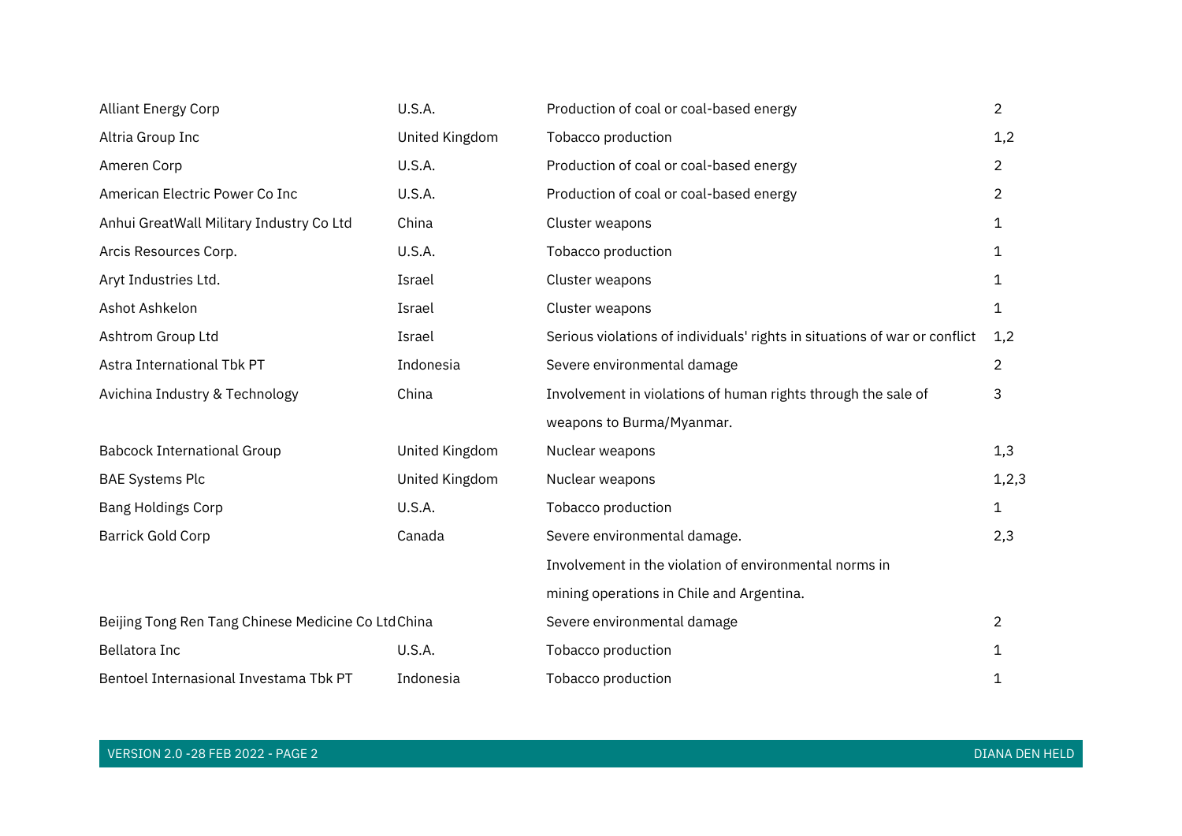| | | | |
|---|---|---|---|
| Alliant Energy Corp | U.S.A. | Production of coal or coal-based energy | 2 |
| Altria Group Inc | United Kingdom | Tobacco production | 1,2 |
| Ameren Corp | U.S.A. | Production of coal or coal-based energy | 2 |
| American Electric Power Co Inc | U.S.A. | Production of coal or coal-based energy | 2 |
| Anhui GreatWall Military Industry Co Ltd | China | Cluster weapons | 1 |
| Arcis Resources Corp. | U.S.A. | Tobacco production | 1 |
| Aryt Industries Ltd. | Israel | Cluster weapons | 1 |
| Ashot Ashkelon | Israel | Cluster weapons | 1 |
| Ashtrom Group Ltd | Israel | Serious violations of individuals' rights in situations of war or conflict | 1,2 |
| Astra International Tbk PT | Indonesia | Severe environmental damage | 2 |
| Avichina Industry & Technology | China | Involvement in violations of human rights through the sale of weapons to Burma/Myanmar. | 3 |
| Babcock International Group | United Kingdom | Nuclear weapons | 1,3 |
| BAE Systems Plc | United Kingdom | Nuclear weapons | 1,2,3 |
| Bang Holdings Corp | U.S.A. | Tobacco production | 1 |
| Barrick Gold Corp | Canada | Severe environmental damage. Involvement in the violation of environmental norms in mining operations in Chile and Argentina. | 2,3 |
| Beijing Tong Ren Tang Chinese Medicine Co Ltd | China | Severe environmental damage | 2 |
| Bellatora Inc | U.S.A. | Tobacco production | 1 |
| Bentoel Internasional Investama Tbk PT | Indonesia | Tobacco production | 1 |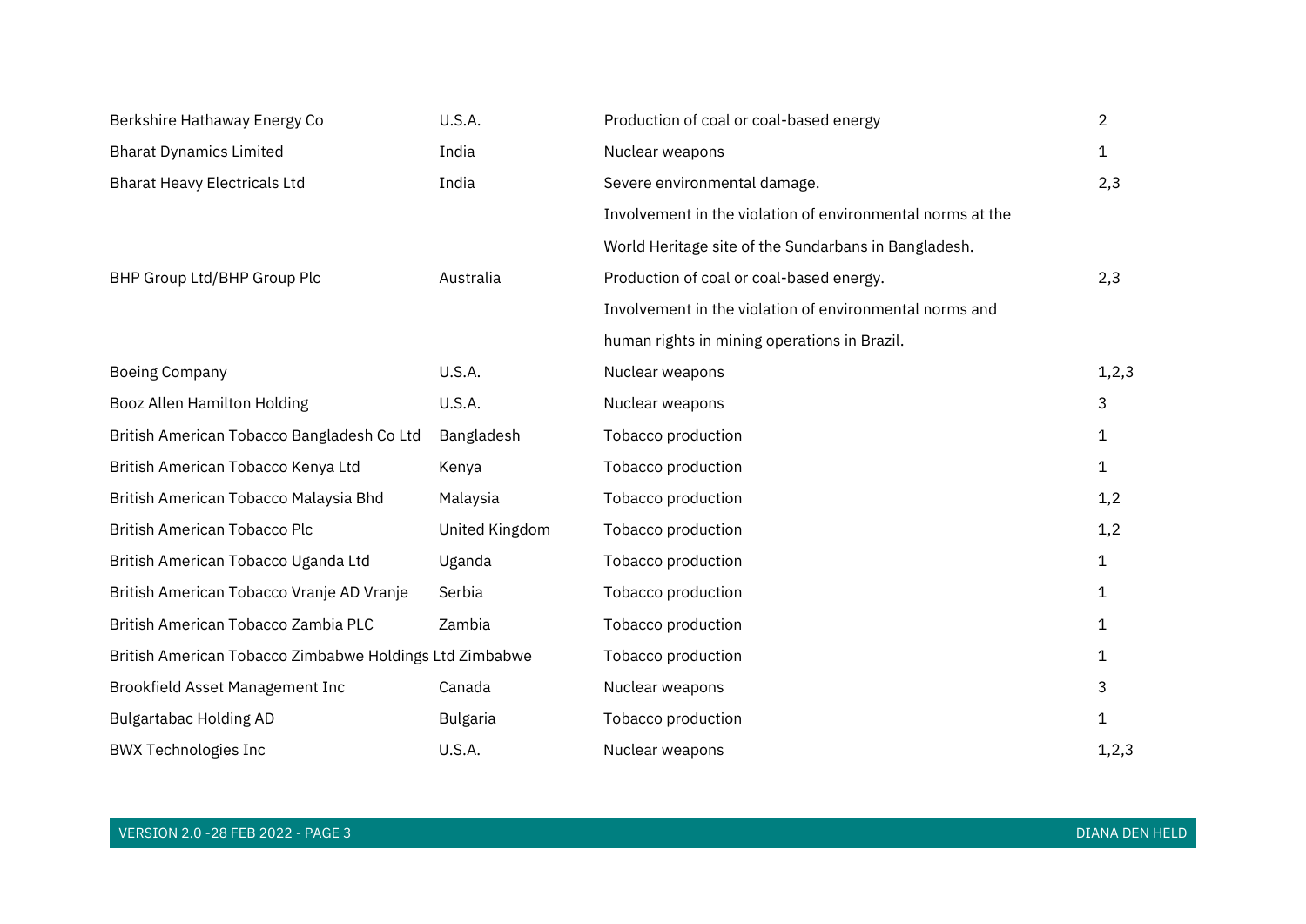| | | | |
|---|---|---|---|
| Berkshire Hathaway Energy Co | U.S.A. | Production of coal or coal-based energy | 2 |
| Bharat Dynamics Limited | India | Nuclear weapons | 1 |
| Bharat Heavy Electricals Ltd | India | Severe environmental damage. Involvement in the violation of environmental norms at the World Heritage site of the Sundarbans in Bangladesh. | 2,3 |
| BHP Group Ltd/BHP Group Plc | Australia | Production of coal or coal-based energy. Involvement in the violation of environmental norms and human rights in mining operations in Brazil. | 2,3 |
| Boeing Company | U.S.A. | Nuclear weapons | 1,2,3 |
| Booz Allen Hamilton Holding | U.S.A. | Nuclear weapons | 3 |
| British American Tobacco Bangladesh Co Ltd | Bangladesh | Tobacco production | 1 |
| British American Tobacco Kenya Ltd | Kenya | Tobacco production | 1 |
| British American Tobacco Malaysia Bhd | Malaysia | Tobacco production | 1,2 |
| British American Tobacco Plc | United Kingdom | Tobacco production | 1,2 |
| British American Tobacco Uganda Ltd | Uganda | Tobacco production | 1 |
| British American Tobacco Vranje AD Vranje | Serbia | Tobacco production | 1 |
| British American Tobacco Zambia PLC | Zambia | Tobacco production | 1 |
| British American Tobacco Zimbabwe Holdings Ltd | Zimbabwe | Tobacco production | 1 |
| Brookfield Asset Management Inc | Canada | Nuclear weapons | 3 |
| Bulgartabac Holding AD | Bulgaria | Tobacco production | 1 |
| BWX Technologies Inc | U.S.A. | Nuclear weapons | 1,2,3 |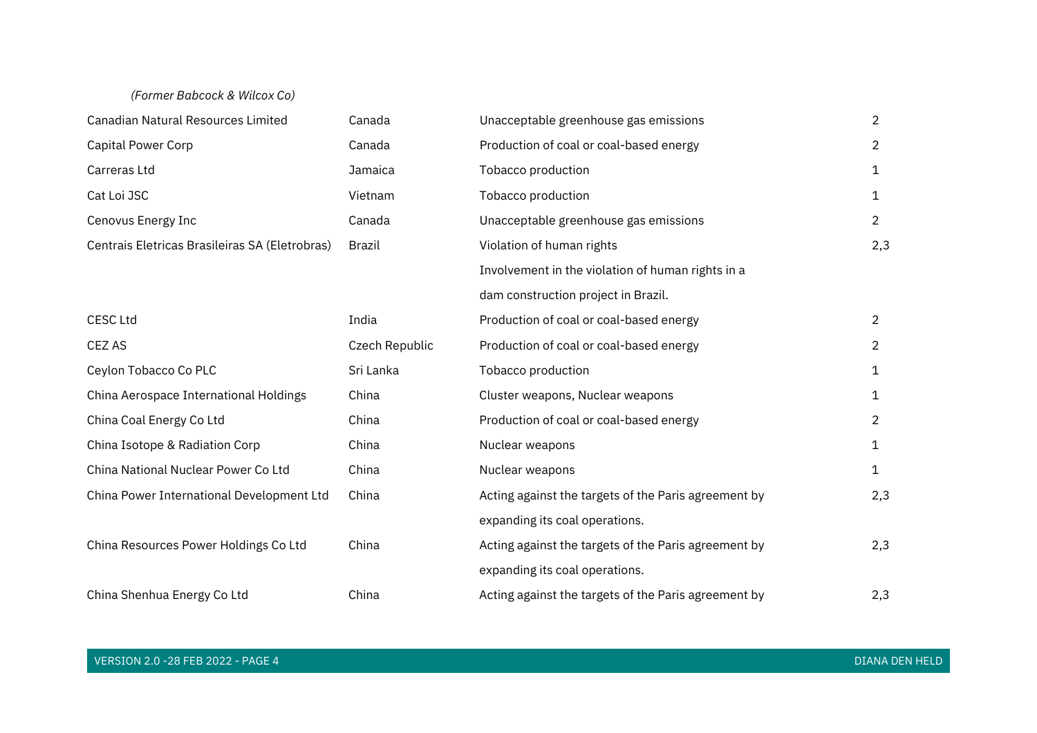| | | | |
|---|---|---|---|
| *(Former Babcock & Wilcox Co)* | | | |
| Canadian Natural Resources Limited | Canada | Unacceptable greenhouse gas emissions | 2 |
| Capital Power Corp | Canada | Production of coal or coal-based energy | 2 |
| Carreras Ltd | Jamaica | Tobacco production | 1 |
| Cat Loi JSC | Vietnam | Tobacco production | 1 |
| Cenovus Energy Inc | Canada | Unacceptable greenhouse gas emissions | 2 |
| Centrais Eletricas Brasileiras SA (Eletrobras) | Brazil | Violation of human rights<br>Involvement in the violation of human rights in a dam construction project in Brazil. | 2,3 |
| CESC Ltd | India | Production of coal or coal-based energy | 2 |
| CEZ AS | Czech Republic | Production of coal or coal-based energy | 2 |
| Ceylon Tobacco Co PLC | Sri Lanka | Tobacco production | 1 |
| China Aerospace International Holdings | China | Cluster weapons, Nuclear weapons | 1 |
| China Coal Energy Co Ltd | China | Production of coal or coal-based energy | 2 |
| China Isotope & Radiation Corp | China | Nuclear weapons | 1 |
| China National Nuclear Power Co Ltd | China | Nuclear weapons | 1 |
| China Power International Development Ltd | China | Acting against the targets of the Paris agreement by expanding its coal operations. | 2,3 |
| China Resources Power Holdings Co Ltd | China | Acting against the targets of the Paris agreement by expanding its coal operations. | 2,3 |
| China Shenhua Energy Co Ltd | China | Acting against the targets of the Paris agreement by | 2,3 |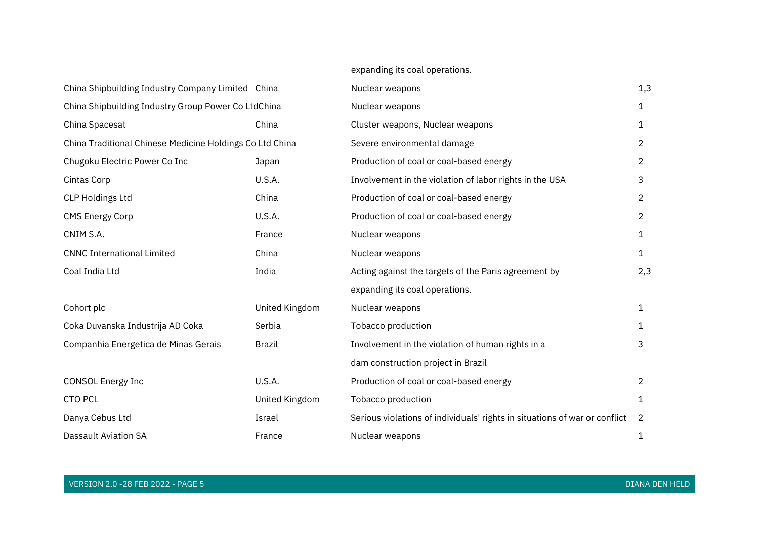| | | | |
|---|---|---|---|
| | | expanding its coal operations. | |
| China Shipbuilding Industry Company Limited | China | Nuclear weapons | 1,3 |
| China Shipbuilding Industry Group Power Co Ltd | China | Nuclear weapons | 1 |
| China Spacesat | China | Cluster weapons, Nuclear weapons | 1 |
| China Traditional Chinese Medicine Holdings Co Ltd | China | Severe environmental damage | 2 |
| Chugoku Electric Power Co Inc | Japan | Production of coal or coal-based energy | 2 |
| Cintas Corp | U.S.A. | Involvement in the violation of labor rights in the USA | 3 |
| CLP Holdings Ltd | China | Production of coal or coal-based energy | 2 |
| CMS Energy Corp | U.S.A. | Production of coal or coal-based energy | 2 |
| CNIM S.A. | France | Nuclear weapons | 1 |
| CNNC International Limited | China | Nuclear weapons | 1 |
| Coal India Ltd | India | Acting against the targets of the Paris agreement by expanding its coal operations. | 2,3 |
| Cohort plc | United Kingdom | Nuclear weapons | 1 |
| Coka Duvanska Industrija AD Coka | Serbia | Tobacco production | 1 |
| Companhia Energetica de Minas Gerais | Brazil | Involvement in the violation of human rights in a dam construction project in Brazil | 3 |
| CONSOL Energy Inc | U.S.A. | Production of coal or coal-based energy | 2 |
| CTO PCL | United Kingdom | Tobacco production | 1 |
| Danya Cebus Ltd | Israel | Serious violations of individuals' rights in situations of war or conflict | 2 |
| Dassault Aviation SA | France | Nuclear weapons | 1 |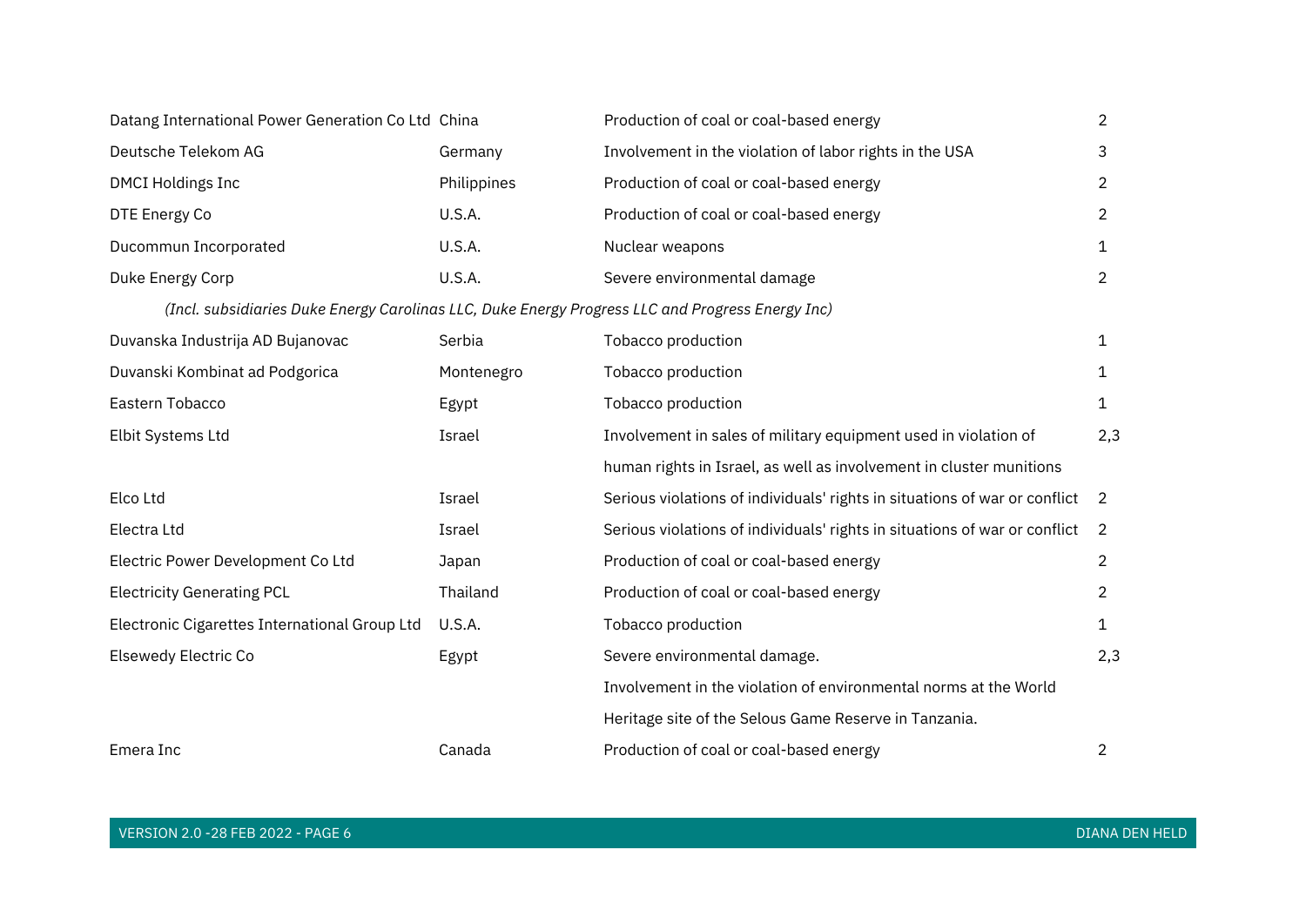| | | | |
|---|---|---|---|
| Datang International Power Generation Co Ltd | China | Production of coal or coal-based energy | 2 |
| Deutsche Telekom AG | Germany | Involvement in the violation of labor rights in the USA | 3 |
| DMCI Holdings Inc | Philippines | Production of coal or coal-based energy | 2 |
| DTE Energy Co | U.S.A. | Production of coal or coal-based energy | 2 |
| Ducommun Incorporated | U.S.A. | Nuclear weapons | 1 |
| Duke Energy Corp | U.S.A. | Severe environmental damage | 2 |
| *(Incl. subsidiaries Duke Energy Carolinas LLC, Duke Energy Progress LLC and Progress Energy Inc)* | | | |
| Duvanska Industrija AD Bujanovac | Serbia | Tobacco production | 1 |
| Duvanski Kombinat ad Podgorica | Montenegro | Tobacco production | 1 |
| Eastern Tobacco | Egypt | Tobacco production | 1 |
| Elbit Systems Ltd | Israel | Involvement in sales of military equipment used in violation of human rights in Israel, as well as involvement in cluster munitions | 2,3 |
| Elco Ltd | Israel | Serious violations of individuals' rights in situations of war or conflict | 2 |
| Electra Ltd | Israel | Serious violations of individuals' rights in situations of war or conflict | 2 |
| Electric Power Development Co Ltd | Japan | Production of coal or coal-based energy | 2 |
| Electricity Generating PCL | Thailand | Production of coal or coal-based energy | 2 |
| Electronic Cigarettes International Group Ltd | U.S.A. | Tobacco production | 1 |
| Elsewedy Electric Co | Egypt | Severe environmental damage. Involvement in the violation of environmental norms at the World Heritage site of the Selous Game Reserve in Tanzania. | 2,3 |
| Emera Inc | Canada | Production of coal or coal-based energy | 2 |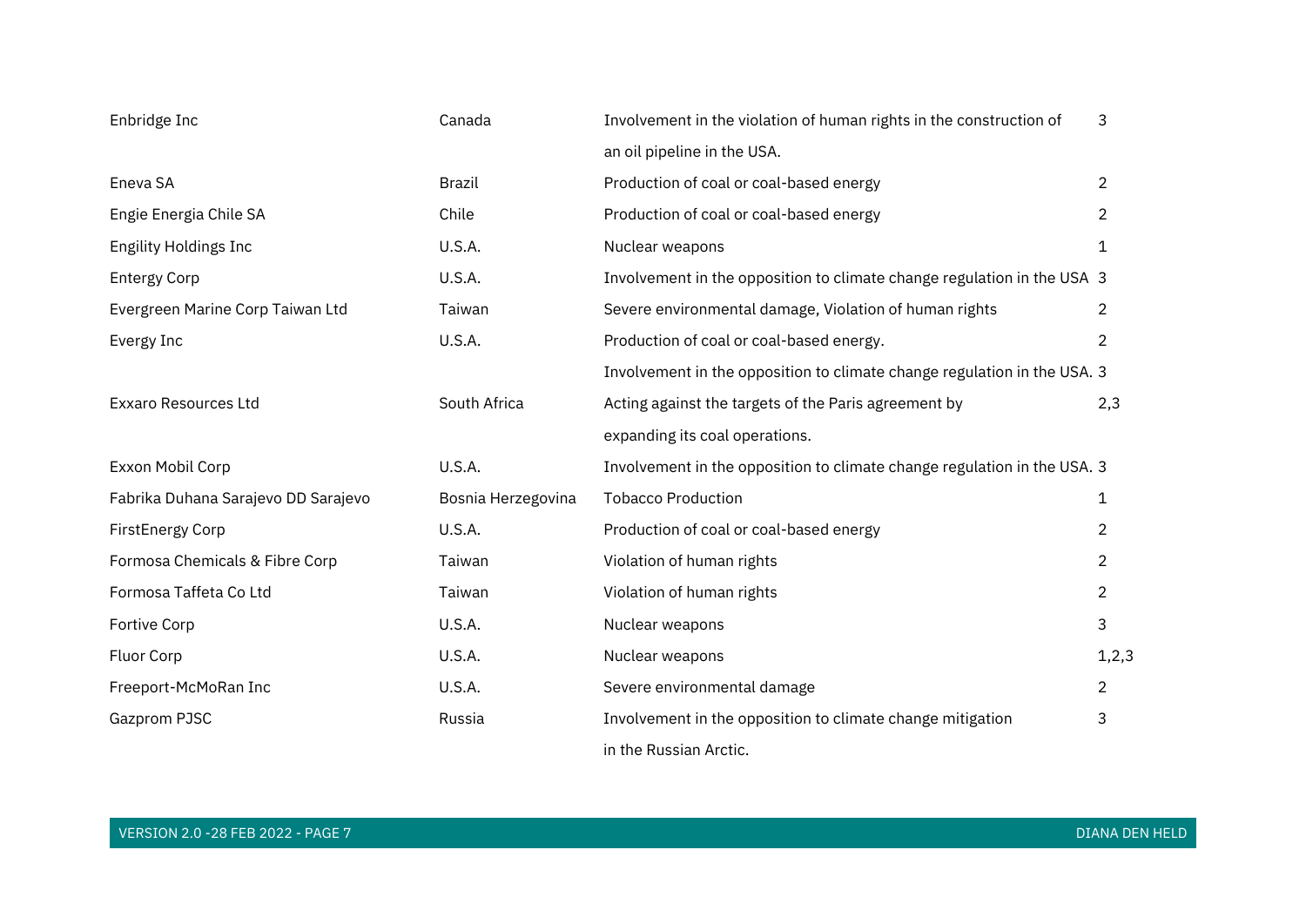| | | | |
|---|---|---|---|
| Enbridge Inc | Canada | Involvement in the violation of human rights in the construction of an oil pipeline in the USA. | 3 |
| Eneva SA | Brazil | Production of coal or coal-based energy | 2 |
| Engie Energia Chile SA | Chile | Production of coal or coal-based energy | 2 |
| Engility Holdings Inc | U.S.A. | Nuclear weapons | 1 |
| Entergy Corp | U.S.A. | Involvement in the opposition to climate change regulation in the USA | 3 |
| Evergreen Marine Corp Taiwan Ltd | Taiwan | Severe environmental damage, Violation of human rights | 2 |
| Evergy Inc | U.S.A. | Production of coal or coal-based energy. | 2 |
| | | Involvement in the opposition to climate change regulation in the USA. | 3 |
| Exxaro Resources Ltd | South Africa | Acting against the targets of the Paris agreement by expanding its coal operations. | 2,3 |
| Exxon Mobil Corp | U.S.A. | Involvement in the opposition to climate change regulation in the USA. | 3 |
| Fabrika Duhana Sarajevo DD Sarajevo | Bosnia Herzegovina | Tobacco Production | 1 |
| FirstEnergy Corp | U.S.A. | Production of coal or coal-based energy | 2 |
| Formosa Chemicals & Fibre Corp | Taiwan | Violation of human rights | 2 |
| Formosa Taffeta Co Ltd | Taiwan | Violation of human rights | 2 |
| Fortive Corp | U.S.A. | Nuclear weapons | 3 |
| Fluor Corp | U.S.A. | Nuclear weapons | 1,2,3 |
| Freeport-McMoRan Inc | U.S.A. | Severe environmental damage | 2 |
| Gazprom PJSC | Russia | Involvement in the opposition to climate change mitigation in the Russian Arctic. | 3 |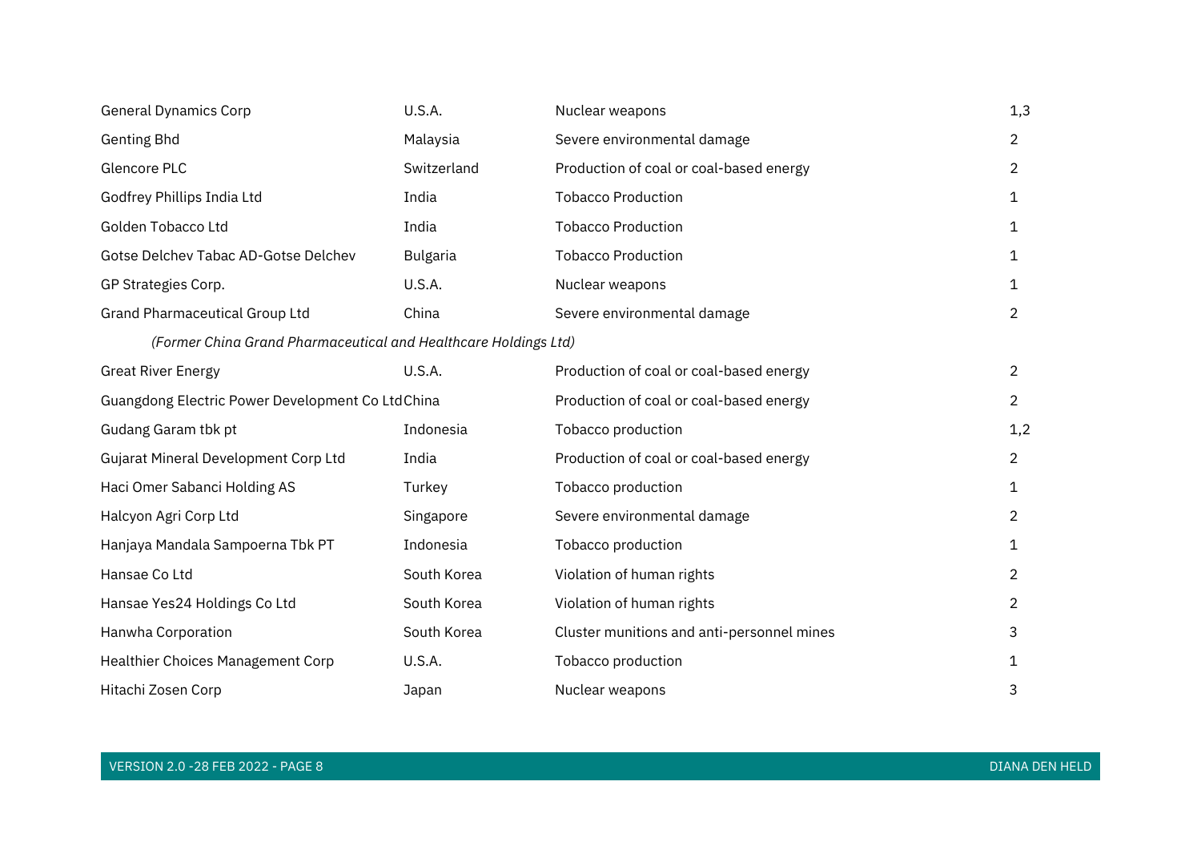| | | | |
|---|---|---|---|
| General Dynamics Corp | U.S.A. | Nuclear weapons | 1,3 |
| Genting Bhd | Malaysia | Severe environmental damage | 2 |
| Glencore PLC | Switzerland | Production of coal or coal-based energy | 2 |
| Godfrey Phillips India Ltd | India | Tobacco Production | 1 |
| Golden Tobacco Ltd | India | Tobacco Production | 1 |
| Gotse Delchev Tabac AD-Gotse Delchev | Bulgaria | Tobacco Production | 1 |
| GP Strategies Corp. | U.S.A. | Nuclear weapons | 1 |
| Grand Pharmaceutical Group Ltd | China | Severe environmental damage | 2 |
| *(Former China Grand Pharmaceutical and Healthcare Holdings Ltd)* | | | |
| Great River Energy | U.S.A. | Production of coal or coal-based energy | 2 |
| Guangdong Electric Power Development Co Ltd | China | Production of coal or coal-based energy | 2 |
| Gudang Garam tbk pt | Indonesia | Tobacco production | 1,2 |
| Gujarat Mineral Development Corp Ltd | India | Production of coal or coal-based energy | 2 |
| Haci Omer Sabanci Holding AS | Turkey | Tobacco production | 1 |
| Halcyon Agri Corp Ltd | Singapore | Severe environmental damage | 2 |
| Hanjaya Mandala Sampoerna Tbk PT | Indonesia | Tobacco production | 1 |
| Hansae Co Ltd | South Korea | Violation of human rights | 2 |
| Hansae Yes24 Holdings Co Ltd | South Korea | Violation of human rights | 2 |
| Hanwha Corporation | South Korea | Cluster munitions and anti-personnel mines | 3 |
| Healthier Choices Management Corp | U.S.A. | Tobacco production | 1 |
| Hitachi Zosen Corp | Japan | Nuclear weapons | 3 |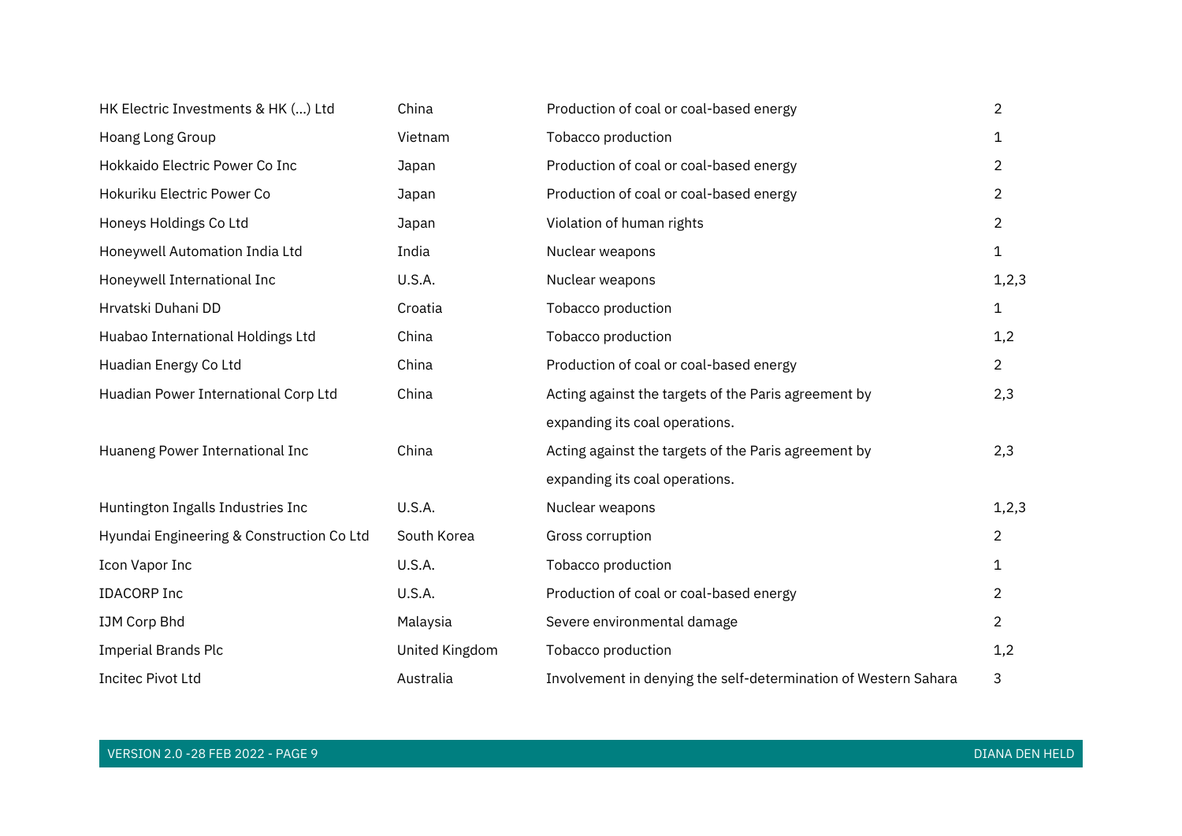| | | | |
|---|---|---|---|
| HK Electric Investments & HK (...) Ltd | China | Production of coal or coal-based energy | 2 |
| Hoang Long Group | Vietnam | Tobacco production | 1 |
| Hokkaido Electric Power Co Inc | Japan | Production of coal or coal-based energy | 2 |
| Hokuriku Electric Power Co | Japan | Production of coal or coal-based energy | 2 |
| Honeys Holdings Co Ltd | Japan | Violation of human rights | 2 |
| Honeywell Automation India Ltd | India | Nuclear weapons | 1 |
| Honeywell International Inc | U.S.A. | Nuclear weapons | 1,2,3 |
| Hrvatski Duhani DD | Croatia | Tobacco production | 1 |
| Huabao International Holdings Ltd | China | Tobacco production | 1,2 |
| Huadian Energy Co Ltd | China | Production of coal or coal-based energy | 2 |
| Huadian Power International Corp Ltd | China | Acting against the targets of the Paris agreement by expanding its coal operations. | 2,3 |
| Huaneng Power International Inc | China | Acting against the targets of the Paris agreement by expanding its coal operations. | 2,3 |
| Huntington Ingalls Industries Inc | U.S.A. | Nuclear weapons | 1,2,3 |
| Hyundai Engineering & Construction Co Ltd | South Korea | Gross corruption | 2 |
| Icon Vapor Inc | U.S.A. | Tobacco production | 1 |
| IDACORP Inc | U.S.A. | Production of coal or coal-based energy | 2 |
| IJM Corp Bhd | Malaysia | Severe environmental damage | 2 |
| Imperial Brands Plc | United Kingdom | Tobacco production | 1,2 |
| Incitec Pivot Ltd | Australia | Involvement in denying the self-determination of Western Sahara | 3 |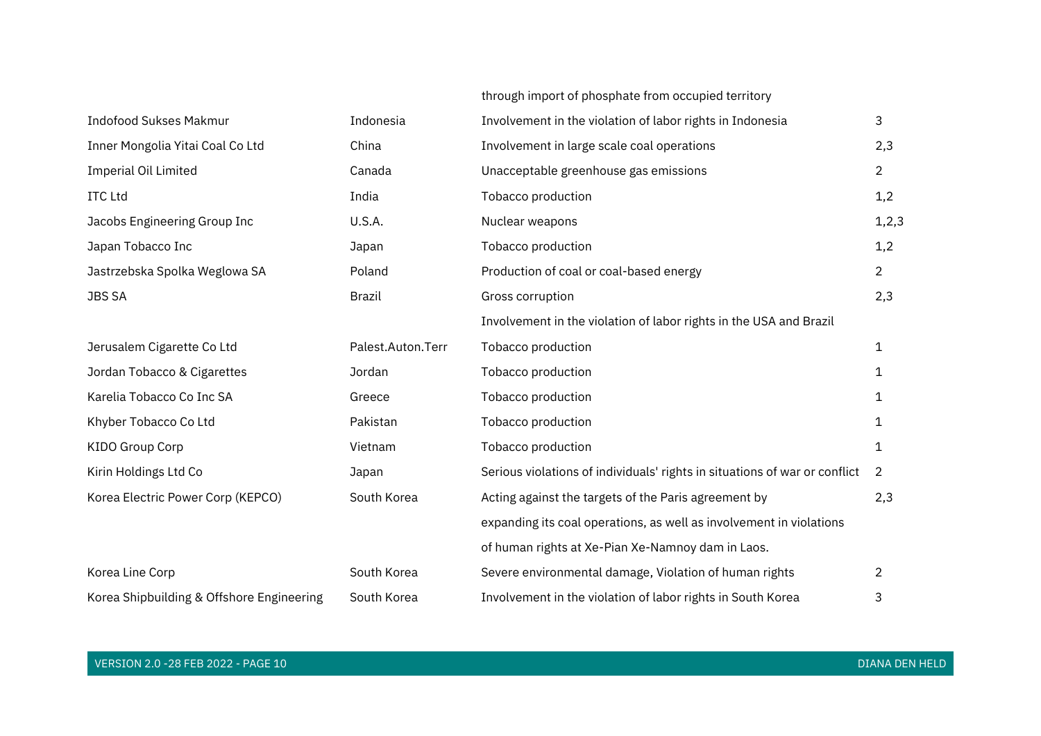| | | | |
|---|---|---|---|
| | | through import of phosphate from occupied territory | |
| Indofood Sukses Makmur | Indonesia | Involvement in the violation of labor rights in Indonesia | 3 |
| Inner Mongolia Yitai Coal Co Ltd | China | Involvement in large scale coal operations | 2,3 |
| Imperial Oil Limited | Canada | Unacceptable greenhouse gas emissions | 2 |
| ITC Ltd | India | Tobacco production | 1,2 |
| Jacobs Engineering Group Inc | U.S.A. | Nuclear weapons | 1,2,3 |
| Japan Tobacco Inc | Japan | Tobacco production | 1,2 |
| Jastrzebska Spolka Weglowa SA | Poland | Production of coal or coal-based energy | 2 |
| JBS SA | Brazil | Gross corruption<br>Involvement in the violation of labor rights in the USA and Brazil | 2,3 |
| Jerusalem Cigarette Co Ltd | Palest.Auton.Terr | Tobacco production | 1 |
| Jordan Tobacco & Cigarettes | Jordan | Tobacco production | 1 |
| Karelia Tobacco Co Inc SA | Greece | Tobacco production | 1 |
| Khyber Tobacco Co Ltd | Pakistan | Tobacco production | 1 |
| KIDO Group Corp | Vietnam | Tobacco production | 1 |
| Kirin Holdings Ltd Co | Japan | Serious violations of individuals' rights in situations of war or conflict | 2 |
| Korea Electric Power Corp (KEPCO) | South Korea | Acting against the targets of the Paris agreement by expanding its coal operations, as well as involvement in violations of human rights at Xe-Pian Xe-Namnoy dam in Laos. | 2,3 |
| Korea Line Corp | South Korea | Severe environmental damage, Violation of human rights | 2 |
| Korea Shipbuilding & Offshore Engineering | South Korea | Involvement in the violation of labor rights in South Korea | 3 |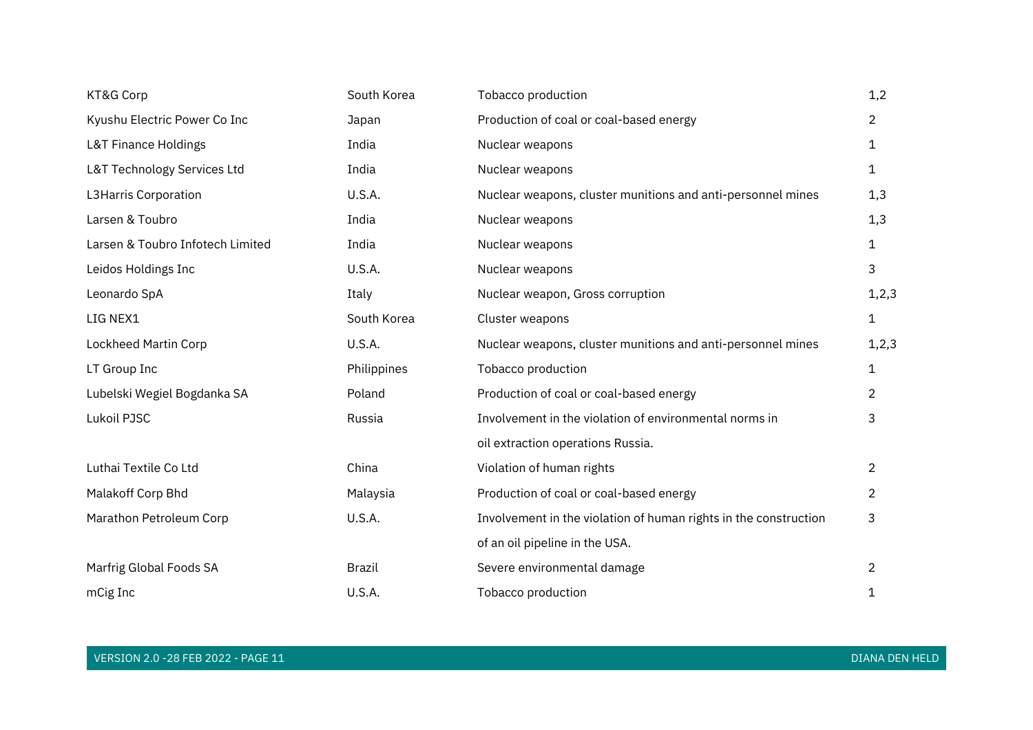| | | | |
|---|---|---|---|
| KT&G Corp | South Korea | Tobacco production | 1,2 |
| Kyushu Electric Power Co Inc | Japan | Production of coal or coal-based energy | 2 |
| L&T Finance Holdings | India | Nuclear weapons | 1 |
| L&T Technology Services Ltd | India | Nuclear weapons | 1 |
| L3Harris Corporation | U.S.A. | Nuclear weapons, cluster munitions and anti-personnel mines | 1,3 |
| Larsen & Toubro | India | Nuclear weapons | 1,3 |
| Larsen & Toubro Infotech Limited | India | Nuclear weapons | 1 |
| Leidos Holdings Inc | U.S.A. | Nuclear weapons | 3 |
| Leonardo SpA | Italy | Nuclear weapon, Gross corruption | 1,2,3 |
| LIG NEX1 | South Korea | Cluster weapons | 1 |
| Lockheed Martin Corp | U.S.A. | Nuclear weapons, cluster munitions and anti-personnel mines | 1,2,3 |
| LT Group Inc | Philippines | Tobacco production | 1 |
| Lubelski Wegiel Bogdanka SA | Poland | Production of coal or coal-based energy | 2 |
| Lukoil PJSC | Russia | Involvement in the violation of environmental norms in oil extraction operations Russia. | 3 |
| Luthai Textile Co Ltd | China | Violation of human rights | 2 |
| Malakoff Corp Bhd | Malaysia | Production of coal or coal-based energy | 2 |
| Marathon Petroleum Corp | U.S.A. | Involvement in the violation of human rights in the construction of an oil pipeline in the USA. | 3 |
| Marfrig Global Foods SA | Brazil | Severe environmental damage | 2 |
| mCig Inc | U.S.A. | Tobacco production | 1 |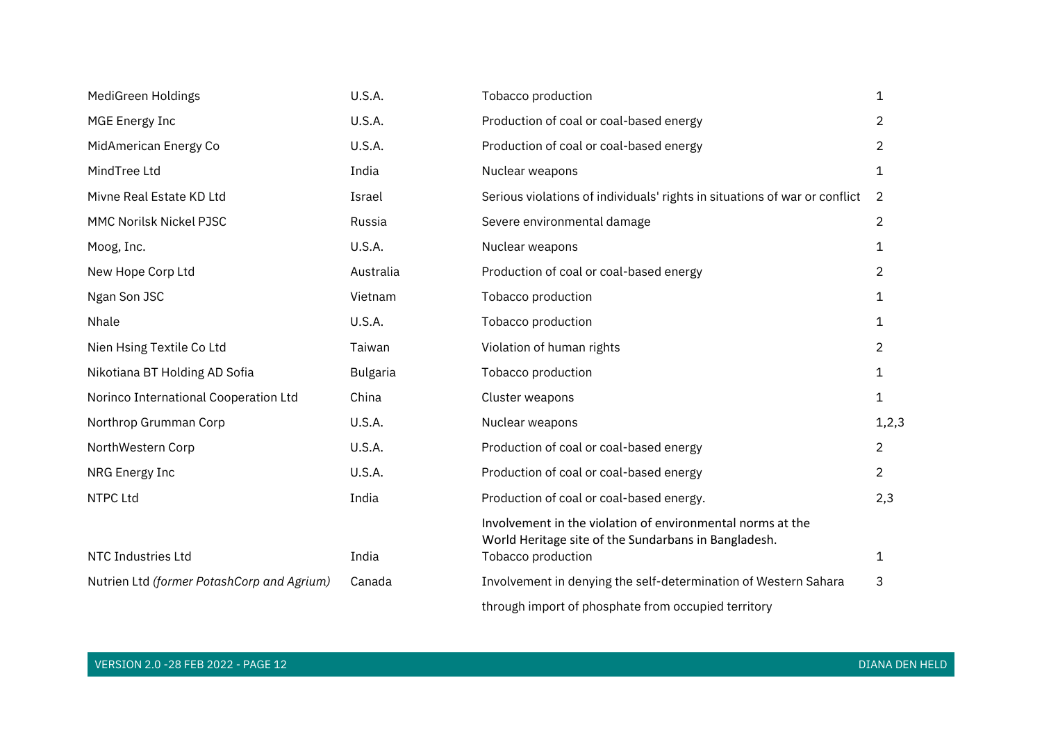| | | | |
|---|---|---|---|
| MediGreen Holdings | U.S.A. | Tobacco production | 1 |
| MGE Energy Inc | U.S.A. | Production of coal or coal-based energy | 2 |
| MidAmerican Energy Co | U.S.A. | Production of coal or coal-based energy | 2 |
| MindTree Ltd | India | Nuclear weapons | 1 |
| Mivne Real Estate KD Ltd | Israel | Serious violations of individuals' rights in situations of war or conflict | 2 |
| MMC Norilsk Nickel PJSC | Russia | Severe environmental damage | 2 |
| Moog, Inc. | U.S.A. | Nuclear weapons | 1 |
| New Hope Corp Ltd | Australia | Production of coal or coal-based energy | 2 |
| Ngan Son JSC | Vietnam | Tobacco production | 1 |
| Nhale | U.S.A. | Tobacco production | 1 |
| Nien Hsing Textile Co Ltd | Taiwan | Violation of human rights | 2 |
| Nikotiana BT Holding AD Sofia | Bulgaria | Tobacco production | 1 |
| Norinco International Cooperation Ltd | China | Cluster weapons | 1 |
| Northrop Grumman Corp | U.S.A. | Nuclear weapons | 1,2,3 |
| NorthWestern Corp | U.S.A. | Production of coal or coal-based energy | 2 |
| NRG Energy Inc | U.S.A. | Production of coal or coal-based energy | 2 |
| NTPC Ltd | India | Production of coal or coal-based energy. Involvement in the violation of environmental norms at the World Heritage site of the Sundarbans in Bangladesh. | 2,3 |
| NTC Industries Ltd | India | Tobacco production | 1 |
| Nutrien Ltd *(former PotashCorp and Agrium)* | Canada | Involvement in denying the self-determination of Western Sahara through import of phosphate from occupied territory | 3 |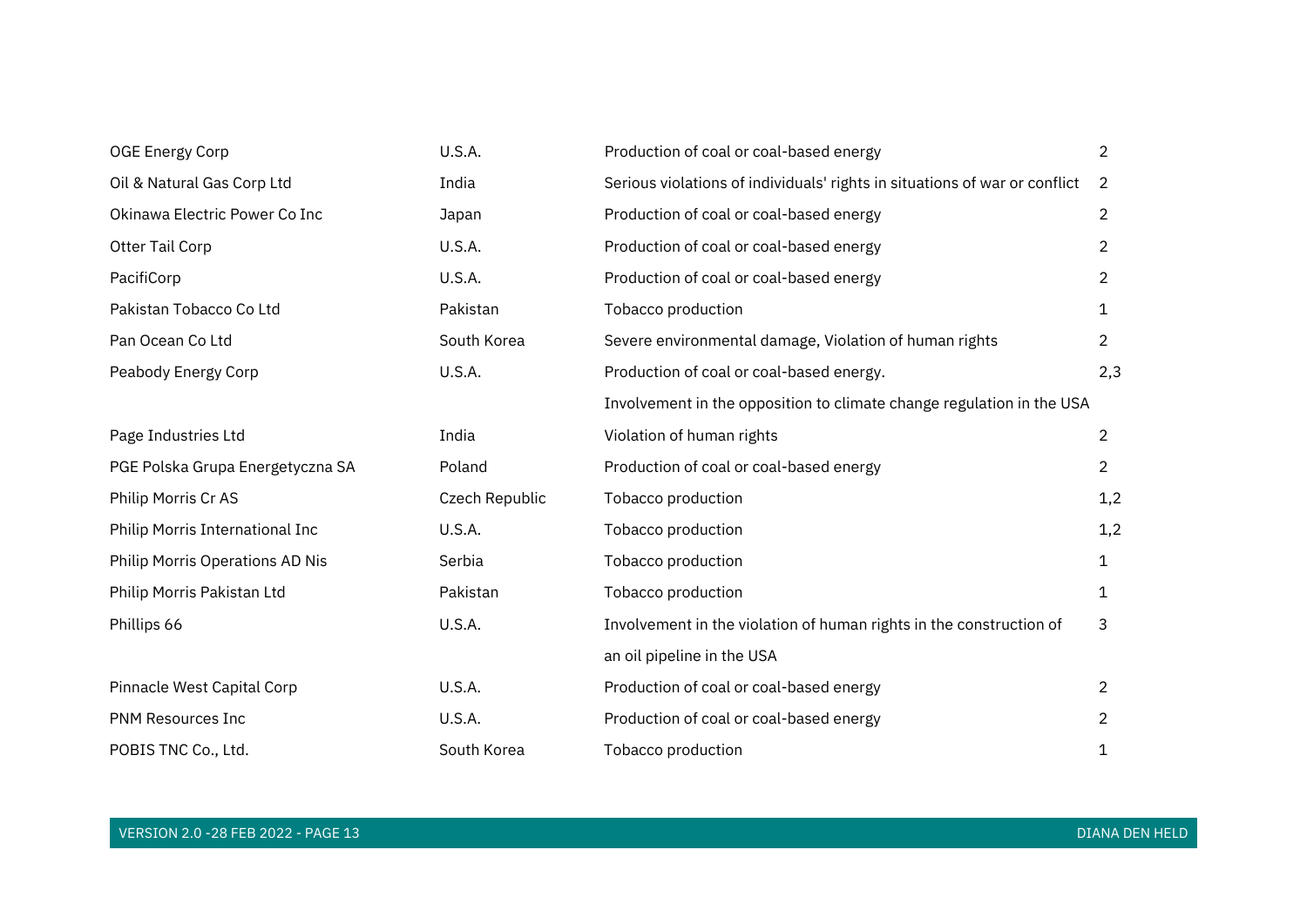| | | | |
|---|---|---|---|
| OGE Energy Corp | U.S.A. | Production of coal or coal-based energy | 2 |
| Oil & Natural Gas Corp Ltd | India | Serious violations of individuals' rights in situations of war or conflict | 2 |
| Okinawa Electric Power Co Inc | Japan | Production of coal or coal-based energy | 2 |
| Otter Tail Corp | U.S.A. | Production of coal or coal-based energy | 2 |
| PacifiCorp | U.S.A. | Production of coal or coal-based energy | 2 |
| Pakistan Tobacco Co Ltd | Pakistan | Tobacco production | 1 |
| Pan Ocean Co Ltd | South Korea | Severe environmental damage, Violation of human rights | 2 |
| Peabody Energy Corp | U.S.A. | Production of coal or coal-based energy. Involvement in the opposition to climate change regulation in the USA | 2,3 |
| Page Industries Ltd | India | Violation of human rights | 2 |
| PGE Polska Grupa Energetyczna SA | Poland | Production of coal or coal-based energy | 2 |
| Philip Morris Cr AS | Czech Republic | Tobacco production | 1,2 |
| Philip Morris International Inc | U.S.A. | Tobacco production | 1,2 |
| Philip Morris Operations AD Nis | Serbia | Tobacco production | 1 |
| Philip Morris Pakistan Ltd | Pakistan | Tobacco production | 1 |
| Phillips 66 | U.S.A. | Involvement in the violation of human rights in the construction of an oil pipeline in the USA | 3 |
| Pinnacle West Capital Corp | U.S.A. | Production of coal or coal-based energy | 2 |
| PNM Resources Inc | U.S.A. | Production of coal or coal-based energy | 2 |
| POBIS TNC Co., Ltd. | South Korea | Tobacco production | 1 |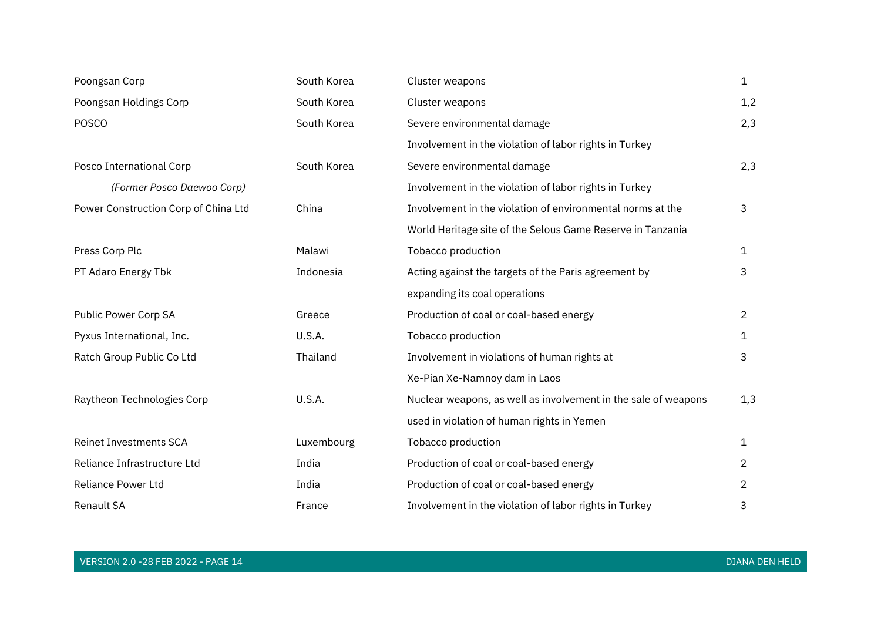| | | | |
|---|---|---|---|
| Poongsan Corp | South Korea | Cluster weapons | 1 |
| Poongsan Holdings Corp | South Korea | Cluster weapons | 1,2 |
| POSCO | South Korea | Severe environmental damage<br>Involvement in the violation of labor rights in Turkey | 2,3 |
| Posco International Corp<br>*(Former Posco Daewoo Corp)* | South Korea | Severe environmental damage<br>Involvement in the violation of labor rights in Turkey | 2,3 |
| Power Construction Corp of China Ltd | China | Involvement in the violation of environmental norms at the World Heritage site of the Selous Game Reserve in Tanzania | 3 |
| Press Corp Plc | Malawi | Tobacco production | 1 |
| PT Adaro Energy Tbk | Indonesia | Acting against the targets of the Paris agreement by expanding its coal operations | 3 |
| Public Power Corp SA | Greece | Production of coal or coal-based energy | 2 |
| Pyxus International, Inc. | U.S.A. | Tobacco production | 1 |
| Ratch Group Public Co Ltd | Thailand | Involvement in violations of human rights at Xe-Pian Xe-Namnoy dam in Laos | 3 |
| Raytheon Technologies Corp | U.S.A. | Nuclear weapons, as well as involvement in the sale of weapons used in violation of human rights in Yemen | 1,3 |
| Reinet Investments SCA | Luxembourg | Tobacco production | 1 |
| Reliance Infrastructure Ltd | India | Production of coal or coal-based energy | 2 |
| Reliance Power Ltd | India | Production of coal or coal-based energy | 2 |
| Renault SA | France | Involvement in the violation of labor rights in Turkey | 3 |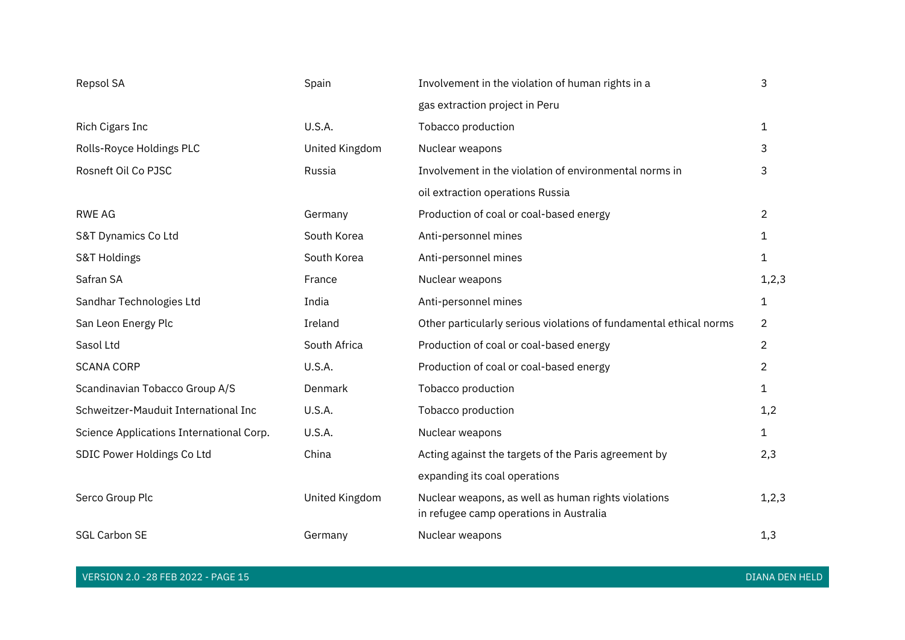| | | | |
|---|---|---|---|
| Repsol SA | Spain | Involvement in the violation of human rights in a gas extraction project in Peru | 3 |
| Rich Cigars Inc | U.S.A. | Tobacco production | 1 |
| Rolls-Royce Holdings PLC | United Kingdom | Nuclear weapons | 3 |
| Rosneft Oil Co PJSC | Russia | Involvement in the violation of environmental norms in oil extraction operations Russia | 3 |
| RWE AG | Germany | Production of coal or coal-based energy | 2 |
| S&T Dynamics Co Ltd | South Korea | Anti-personnel mines | 1 |
| S&T Holdings | South Korea | Anti-personnel mines | 1 |
| Safran SA | France | Nuclear weapons | 1,2,3 |
| Sandhar Technologies Ltd | India | Anti-personnel mines | 1 |
| San Leon Energy Plc | Ireland | Other particularly serious violations of fundamental ethical norms | 2 |
| Sasol Ltd | South Africa | Production of coal or coal-based energy | 2 |
| SCANA CORP | U.S.A. | Production of coal or coal-based energy | 2 |
| Scandinavian Tobacco Group A/S | Denmark | Tobacco production | 1 |
| Schweitzer-Mauduit International Inc | U.S.A. | Tobacco production | 1,2 |
| Science Applications International Corp. | U.S.A. | Nuclear weapons | 1 |
| SDIC Power Holdings Co Ltd | China | Acting against the targets of the Paris agreement by expanding its coal operations | 2,3 |
| Serco Group Plc | United Kingdom | Nuclear weapons, as well as human rights violations in refugee camp operations in Australia | 1,2,3 |
| SGL Carbon SE | Germany | Nuclear weapons | 1,3 |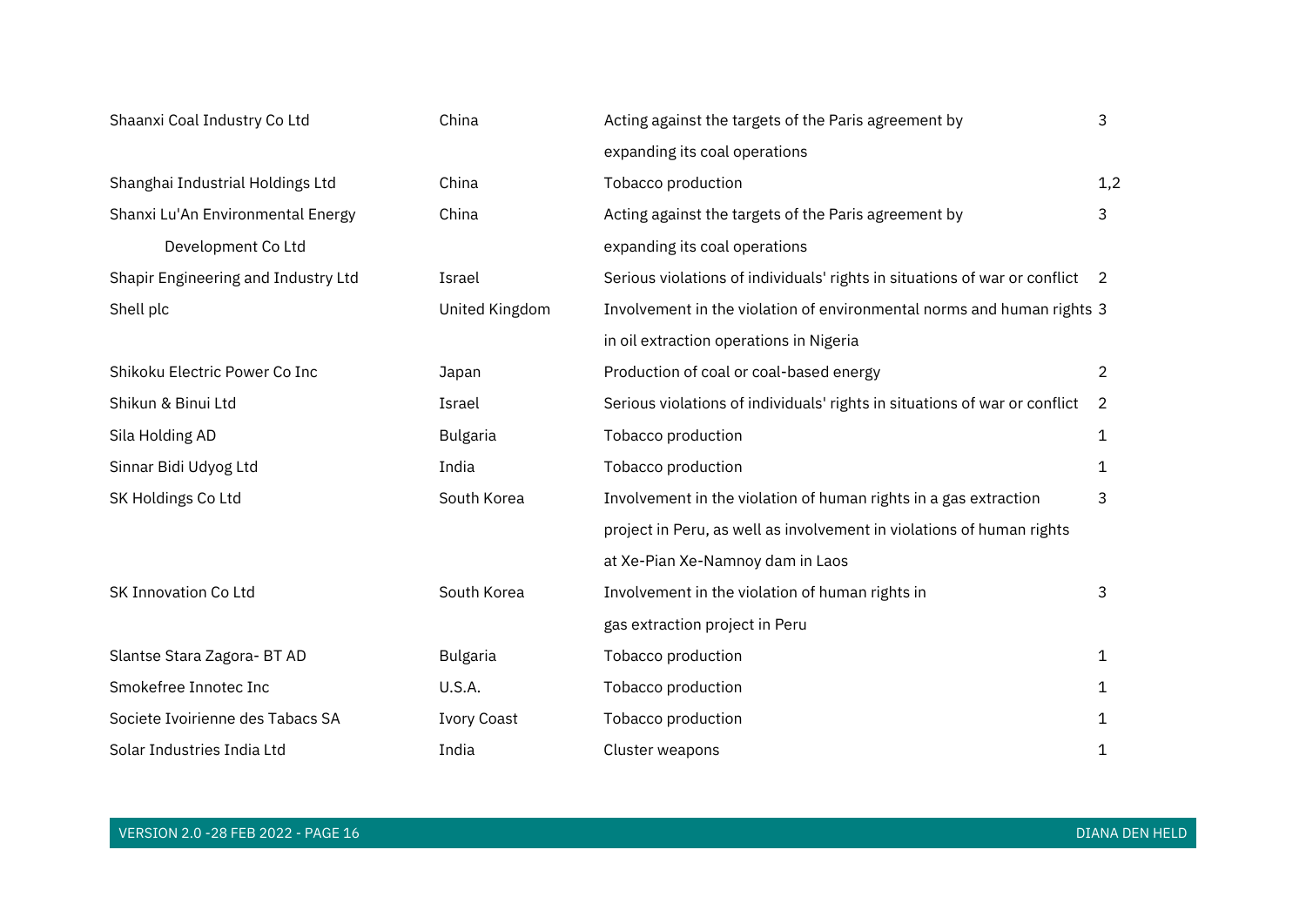| | | | |
|---|---|---|---|
| Shaanxi Coal Industry Co Ltd | China | Acting against the targets of the Paris agreement by expanding its coal operations | 3 |
| Shanghai Industrial Holdings Ltd | China | Tobacco production | 1,2 |
| Shanxi Lu'An Environmental Energy Development Co Ltd | China | Acting against the targets of the Paris agreement by expanding its coal operations | 3 |
| Shapir Engineering and Industry Ltd | Israel | Serious violations of individuals' rights in situations of war or conflict | 2 |
| Shell plc | United Kingdom | Involvement in the violation of environmental norms and human rights in oil extraction operations in Nigeria | 3 |
| Shikoku Electric Power Co Inc | Japan | Production of coal or coal-based energy | 2 |
| Shikun & Binui Ltd | Israel | Serious violations of individuals' rights in situations of war or conflict | 2 |
| Sila Holding AD | Bulgaria | Tobacco production | 1 |
| Sinnar Bidi Udyog Ltd | India | Tobacco production | 1 |
| SK Holdings Co Ltd | South Korea | Involvement in the violation of human rights in a gas extraction project in Peru, as well as involvement in violations of human rights at Xe-Pian Xe-Namnoy dam in Laos | 3 |
| SK Innovation Co Ltd | South Korea | Involvement in the violation of human rights in gas extraction project in Peru | 3 |
| Slantse Stara Zagora- BT AD | Bulgaria | Tobacco production | 1 |
| Smokefree Innotec Inc | U.S.A. | Tobacco production | 1 |
| Societe Ivoirienne des Tabacs SA | Ivory Coast | Tobacco production | 1 |
| Solar Industries India Ltd | India | Cluster weapons | 1 |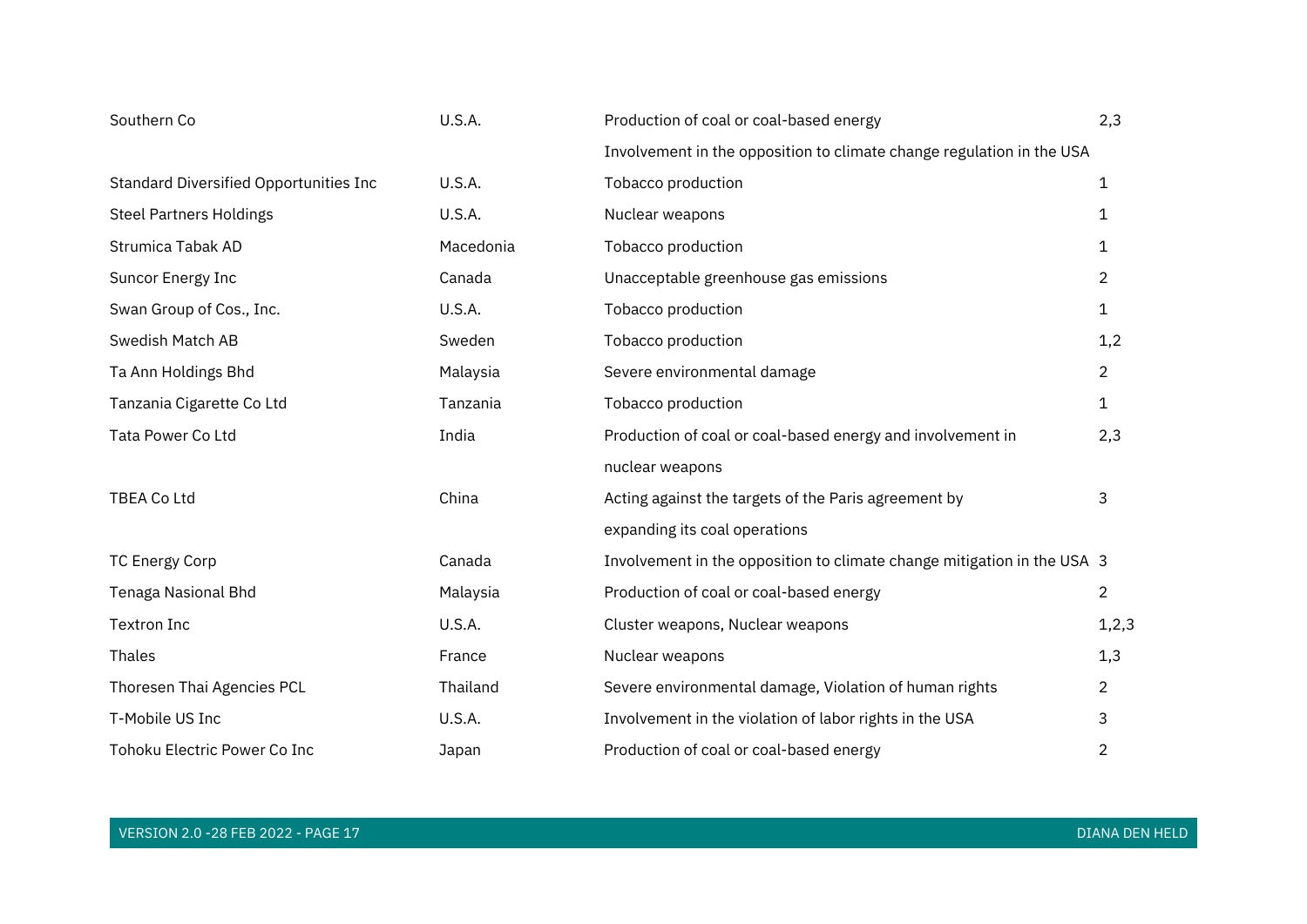| | | | |
|---|---|---|---|
| Southern Co | U.S.A. | Production of coal or coal-based energy Involvement in the opposition to climate change regulation in the USA | 2,3 |
| Standard Diversified Opportunities Inc | U.S.A. | Tobacco production | 1 |
| Steel Partners Holdings | U.S.A. | Nuclear weapons | 1 |
| Strumica Tabak AD | Macedonia | Tobacco production | 1 |
| Suncor Energy Inc | Canada | Unacceptable greenhouse gas emissions | 2 |
| Swan Group of Cos., Inc. | U.S.A. | Tobacco production | 1 |
| Swedish Match AB | Sweden | Tobacco production | 1,2 |
| Ta Ann Holdings Bhd | Malaysia | Severe environmental damage | 2 |
| Tanzania Cigarette Co Ltd | Tanzania | Tobacco production | 1 |
| Tata Power Co Ltd | India | Production of coal or coal-based energy and involvement in nuclear weapons | 2,3 |
| TBEA Co Ltd | China | Acting against the targets of the Paris agreement by expanding its coal operations | 3 |
| TC Energy Corp | Canada | Involvement in the opposition to climate change mitigation in the USA | 3 |
| Tenaga Nasional Bhd | Malaysia | Production of coal or coal-based energy | 2 |
| Textron Inc | U.S.A. | Cluster weapons, Nuclear weapons | 1,2,3 |
| Thales | France | Nuclear weapons | 1,3 |
| Thoresen Thai Agencies PCL | Thailand | Severe environmental damage, Violation of human rights | 2 |
| T-Mobile US Inc | U.S.A. | Involvement in the violation of labor rights in the USA | 3 |
| Tohoku Electric Power Co Inc | Japan | Production of coal or coal-based energy | 2 |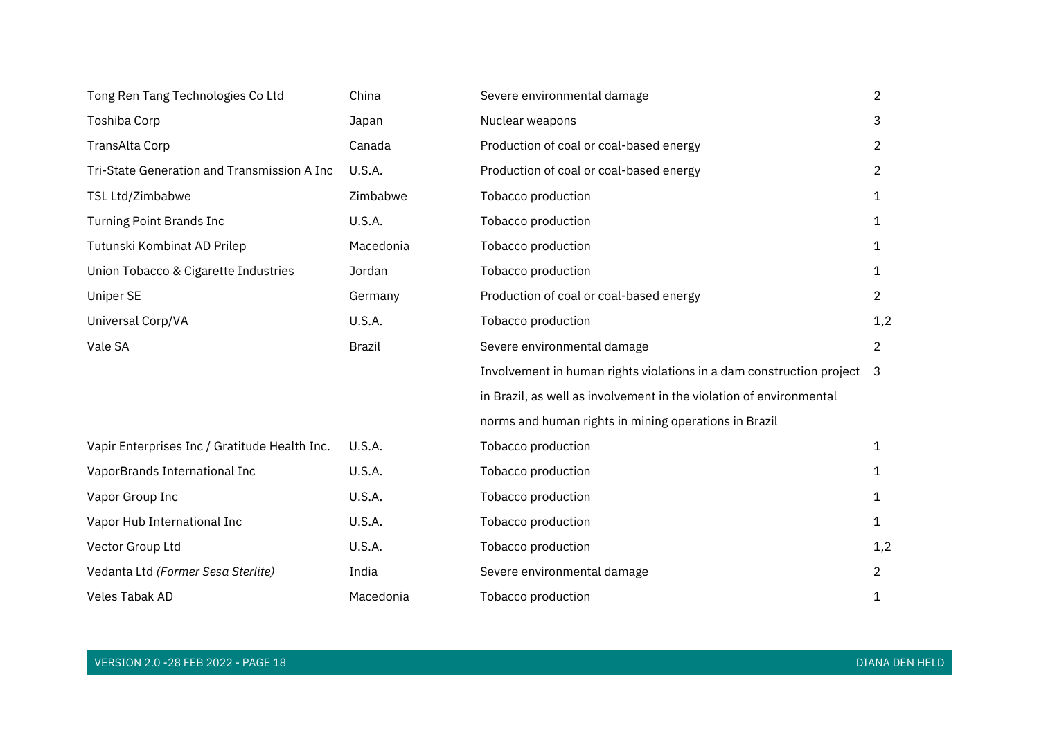| | | | |
|---|---|---|---|
| Tong Ren Tang Technologies Co Ltd | China | Severe environmental damage | 2 |
| Toshiba Corp | Japan | Nuclear weapons | 3 |
| TransAlta Corp | Canada | Production of coal or coal-based energy | 2 |
| Tri-State Generation and Transmission A Inc | U.S.A. | Production of coal or coal-based energy | 2 |
| TSL Ltd/Zimbabwe | Zimbabwe | Tobacco production | 1 |
| Turning Point Brands Inc | U.S.A. | Tobacco production | 1 |
| Tutunski Kombinat AD Prilep | Macedonia | Tobacco production | 1 |
| Union Tobacco & Cigarette Industries | Jordan | Tobacco production | 1 |
| Uniper SE | Germany | Production of coal or coal-based energy | 2 |
| Universal Corp/VA | U.S.A. | Tobacco production | 1,2 |
| Vale SA | Brazil | Severe environmental damage | 2 |
| | | Involvement in human rights violations in a dam construction project in Brazil, as well as involvement in the violation of environmental norms and human rights in mining operations in Brazil | 3 |
| Vapir Enterprises Inc / Gratitude Health Inc. | U.S.A. | Tobacco production | 1 |
| VaporBrands International Inc | U.S.A. | Tobacco production | 1 |
| Vapor Group Inc | U.S.A. | Tobacco production | 1 |
| Vapor Hub International Inc | U.S.A. | Tobacco production | 1 |
| Vector Group Ltd | U.S.A. | Tobacco production | 1,2 |
| Vedanta Ltd *(Former Sesa Sterlite)* | India | Severe environmental damage | 2 |
| Veles Tabak AD | Macedonia | Tobacco production | 1 |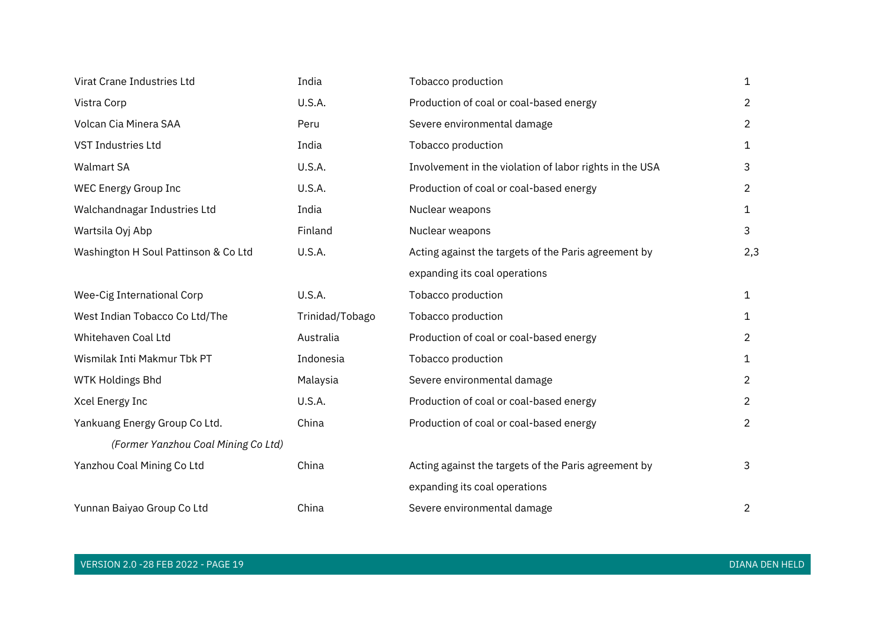| | | | |
|---|---|---|---|
| Virat Crane Industries Ltd | India | Tobacco production | 1 |
| Vistra Corp | U.S.A. | Production of coal or coal-based energy | 2 |
| Volcan Cia Minera SAA | Peru | Severe environmental damage | 2 |
| VST Industries Ltd | India | Tobacco production | 1 |
| Walmart SA | U.S.A. | Involvement in the violation of labor rights in the USA | 3 |
| WEC Energy Group Inc | U.S.A. | Production of coal or coal-based energy | 2 |
| Walchandnagar Industries Ltd | India | Nuclear weapons | 1 |
| Wartsila Oyj Abp | Finland | Nuclear weapons | 3 |
| Washington H Soul Pattinson & Co Ltd | U.S.A. | Acting against the targets of the Paris agreement by expanding its coal operations | 2,3 |
| Wee-Cig International Corp | U.S.A. | Tobacco production | 1 |
| West Indian Tobacco Co Ltd/The | Trinidad/Tobago | Tobacco production | 1 |
| Whitehaven Coal Ltd | Australia | Production of coal or coal-based energy | 2 |
| Wismilak Inti Makmur Tbk PT | Indonesia | Tobacco production | 1 |
| WTK Holdings Bhd | Malaysia | Severe environmental damage | 2 |
| Xcel Energy Inc | U.S.A. | Production of coal or coal-based energy | 2 |
| Yankuang Energy Group Co Ltd. *(Former Yanzhou Coal Mining Co Ltd)* | China | Production of coal or coal-based energy | 2 |
| Yanzhou Coal Mining Co Ltd | China | Acting against the targets of the Paris agreement by expanding its coal operations | 3 |
| Yunnan Baiyao Group Co Ltd | China | Severe environmental damage | 2 |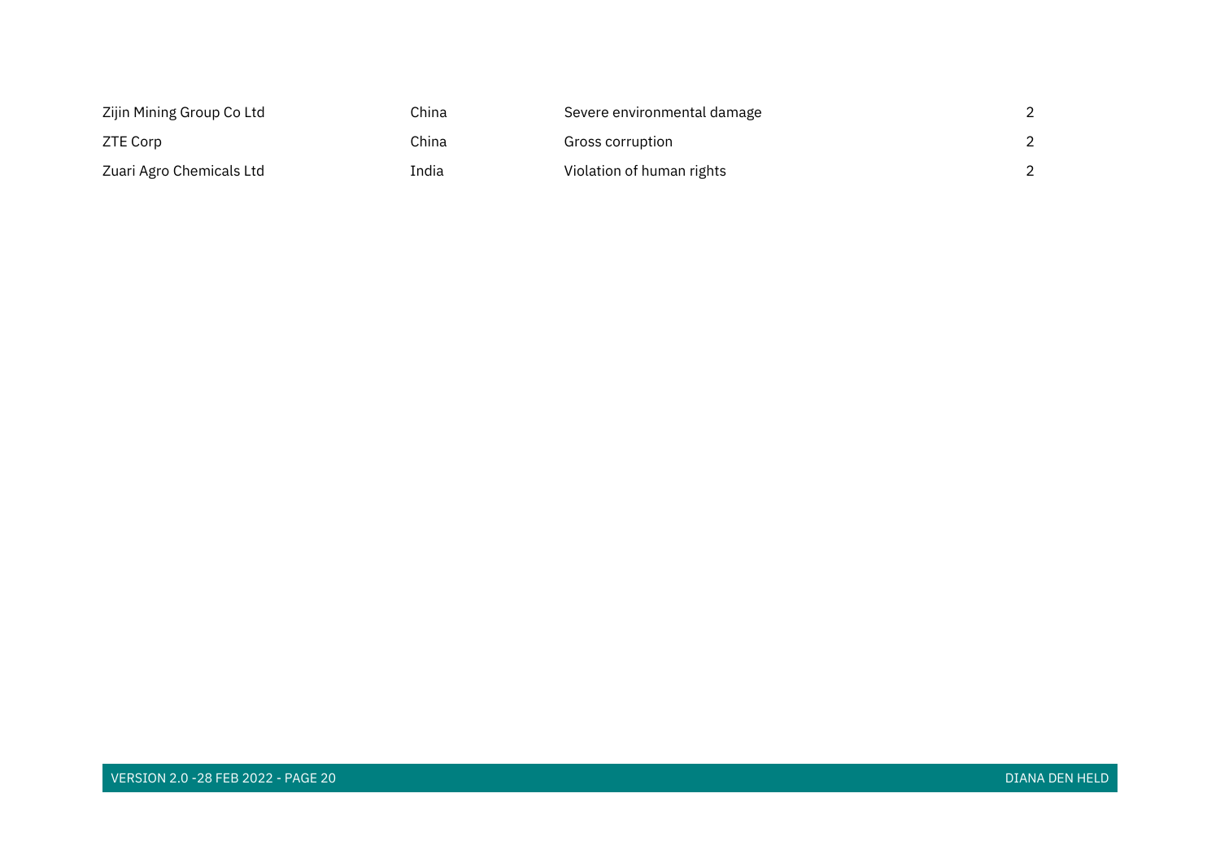| | | | |
|---|---|---|---|
| Zijin Mining Group Co Ltd | China | Severe environmental damage | 2 |
| ZTE Corp | China | Gross corruption | 2 |
| Zuari Agro Chemicals Ltd | India | Violation of human rights | 2 |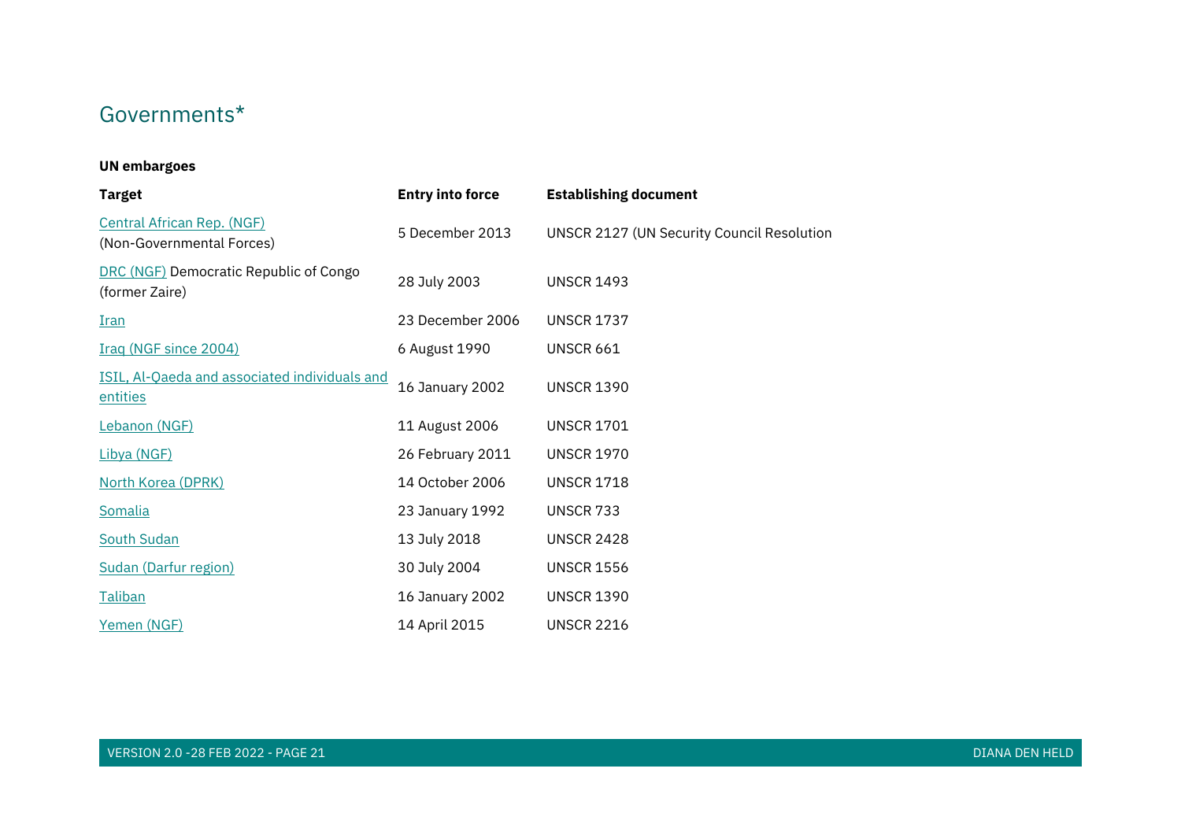## Governments*

**UN embargoes**

| Target | Entry into force | Establishing document |
|---|---|---|
| Central African Rep. (NGF) (Non-Governmental Forces) | 5 December 2013 | UNSCR 2127 (UN Security Council Resolution |
| DRC (NGF) Democratic Republic of Congo (former Zaire) | 28 July 2003 | UNSCR 1493 |
| Iran | 23 December 2006 | UNSCR 1737 |
| Iraq (NGF since 2004) | 6 August 1990 | UNSCR 661 |
| ISIL, Al-Qaeda and associated individuals and entities | 16 January 2002 | UNSCR 1390 |
| Lebanon (NGF) | 11 August 2006 | UNSCR 1701 |
| Libya (NGF) | 26 February 2011 | UNSCR 1970 |
| North Korea (DPRK) | 14 October 2006 | UNSCR 1718 |
| Somalia | 23 January 1992 | UNSCR 733 |
| South Sudan | 13 July 2018 | UNSCR 2428 |
| Sudan (Darfur region) | 30 July 2004 | UNSCR 1556 |
| Taliban | 16 January 2002 | UNSCR 1390 |
| Yemen (NGF) | 14 April 2015 | UNSCR 2216 |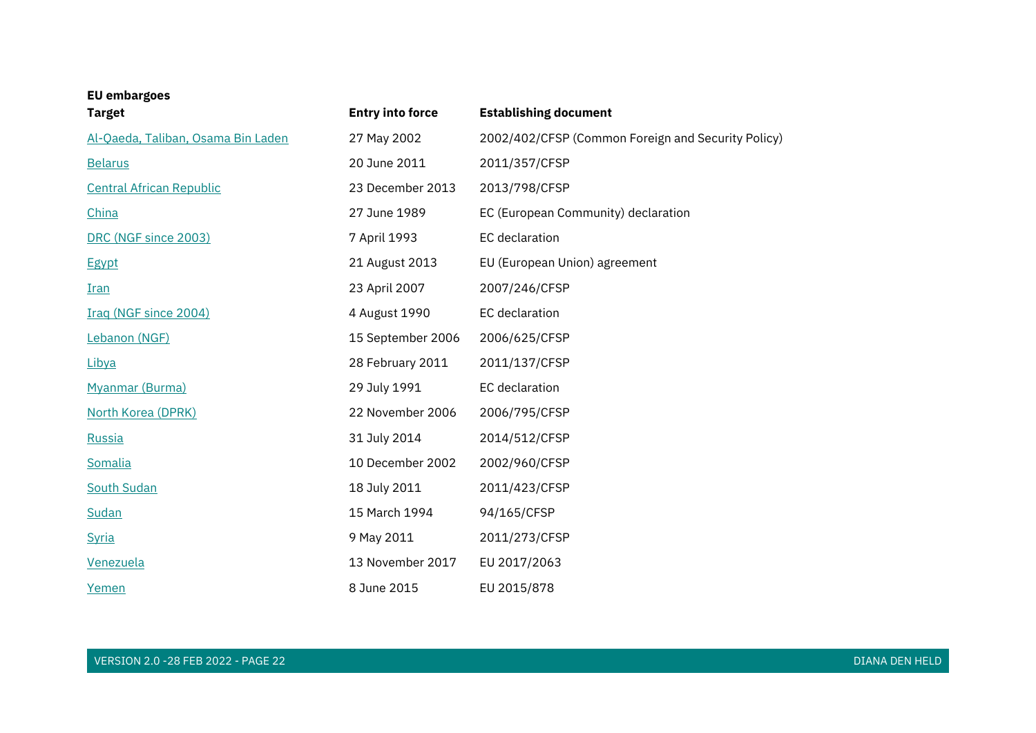**EU embargoes**

| Target | Entry into force | Establishing document |
|---|---|---|
| Al-Qaeda, Taliban, Osama Bin Laden | 27 May 2002 | 2002/402/CFSP (Common Foreign and Security Policy) |
| Belarus | 20 June 2011 | 2011/357/CFSP |
| Central African Republic | 23 December 2013 | 2013/798/CFSP |
| China | 27 June 1989 | EC (European Community) declaration |
| DRC (NGF since 2003) | 7 April 1993 | EC declaration |
| Egypt | 21 August 2013 | EU (European Union) agreement |
| Iran | 23 April 2007 | 2007/246/CFSP |
| Iraq (NGF since 2004) | 4 August 1990 | EC declaration |
| Lebanon (NGF) | 15 September 2006 | 2006/625/CFSP |
| Libya | 28 February 2011 | 2011/137/CFSP |
| Myanmar (Burma) | 29 July 1991 | EC declaration |
| North Korea (DPRK) | 22 November 2006 | 2006/795/CFSP |
| Russia | 31 July 2014 | 2014/512/CFSP |
| Somalia | 10 December 2002 | 2002/960/CFSP |
| South Sudan | 18 July 2011 | 2011/423/CFSP |
| Sudan | 15 March 1994 | 94/165/CFSP |
| Syria | 9 May 2011 | 2011/273/CFSP |
| Venezuela | 13 November 2017 | EU 2017/2063 |
| Yemen | 8 June 2015 | EU 2015/878 |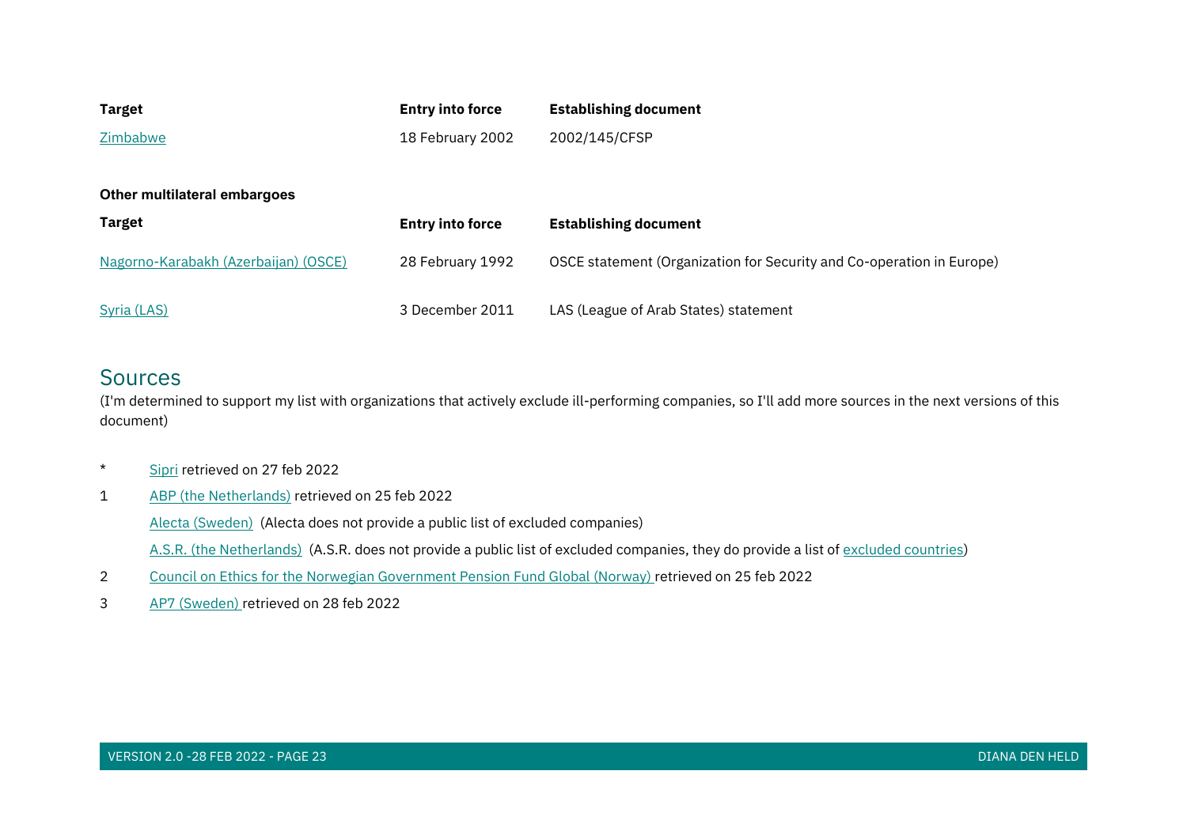| Target | Entry into force | Establishing document |
|---|---|---|
| Zimbabwe | 18 February 2002 | 2002/145/CFSP |

**Other multilateral embargoes**

| Target | Entry into force | Establishing document |
|---|---|---|
| Nagorno-Karabakh (Azerbaijan) (OSCE) | 28 February 1992 | OSCE statement (Organization for Security and Co-operation in Europe) |
| Syria (LAS) | 3 December 2011 | LAS (League of Arab States) statement |

## Sources

(I'm determined to support my list with organizations that actively exclude ill-performing companies, so I'll add more sources in the next versions of this document)

\* Sipri retrieved on 27 feb 2022

1 ABP (the Netherlands) retrieved on 25 feb 2022

Alecta (Sweden) (Alecta does not provide a public list of excluded companies)

A.S.R. (the Netherlands) (A.S.R. does not provide a public list of excluded companies, they do provide a list of excluded countries)

2 Council on Ethics for the Norwegian Government Pension Fund Global (Norway) retrieved on 25 feb 2022

3 AP7 (Sweden) retrieved on 28 feb 2022